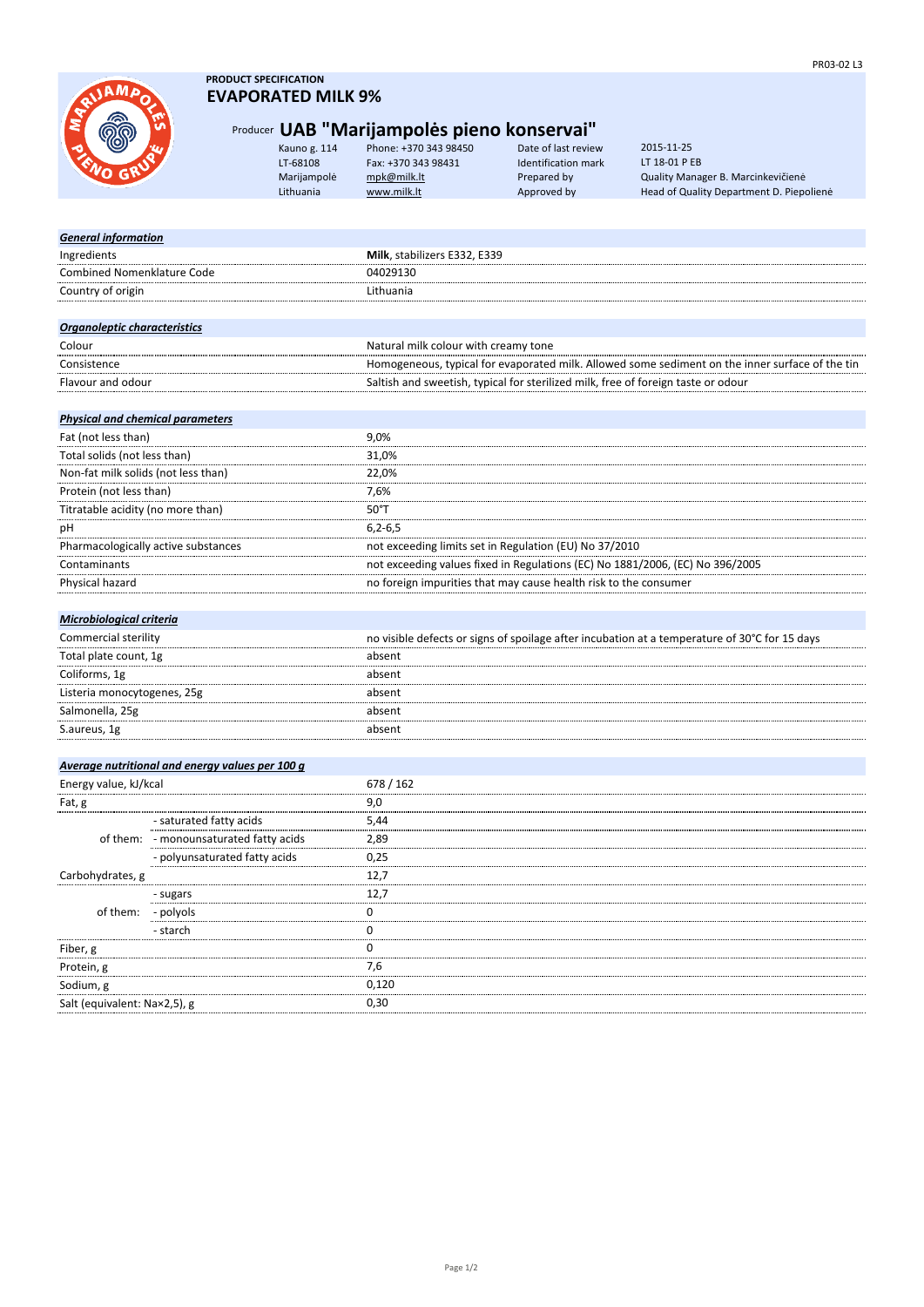PRODUCT SPECIFICATION

# EVAPORATED MILK 9%

Producer **UAB "Marijampolės pieno konservai"**

| | | | |
|---|---|---|---|
| Kauno g. 114 | Phone: +370 343 98450 | Date of last review | 2015-11-25 |
| LT-68108 | Fax: +370 343 98431 | Identification mark | LT 18-01 P EB |
| Marijampolė | mpk@milk.lt | Prepared by | Quality Manager B. Marcinkevičienė |
| Lithuania | www.milk.lt | Approved by | Head of Quality Department D. Piepolienė |

| ***General information*** | |
|---|---|
| Ingredients | **Milk**, stabilizers E332, E339 |
| Combined Nomenklature Code | 04029130 |
| Country of origin | Lithuania |

| ***Organoleptic characteristics*** | |
|---|---|
| Colour | Natural milk colour with creamy tone |
| Consistence | Homogeneous, typical for evaporated milk. Allowed some sediment on the inner surface of the tin |
| Flavour and odour | Saltish and sweetish, typical for sterilized milk, free of foreign taste or odour |

| ***Physical and chemical parameters*** | |
|---|---|
| Fat (not less than) | 9,0% |
| Total solids (not less than) | 31,0% |
| Non-fat milk solids (not less than) | 22,0% |
| Protein (not less than) | 7,6% |
| Titratable acidity (no more than) | 50°T |
| pH | 6,2-6,5 |
| Pharmacologically active substances | not exceeding limits set in Regulation (EU) No 37/2010 |
| Contaminants | not exceeding values fixed in Regulations (EC) No 1881/2006, (EC) No 396/2005 |
| Physical hazard | no foreign impurities that may cause health risk to the consumer |

| ***Microbiological criteria*** | |
|---|---|
| Commercial sterility | no visible defects or signs of spoilage after incubation at a temperature of 30°C for 15 days |
| Total plate count, 1g | absent |
| Coliforms, 1g | absent |
| Listeria monocytogenes, 25g | absent |
| Salmonella, 25g | absent |
| S.aureus, 1g | absent |

| ***Average nutritional and energy values per 100 g*** | | |
|---|---|---|
| Energy value, kJ/kcal | | 678 / 162 |
| Fat, g | | 9,0 |
| | - saturated fatty acids | 5,44 |
| of them: | - monounsaturated fatty acids | 2,89 |
| | - polyunsaturated fatty acids | 0,25 |
| Carbohydrates, g | | 12,7 |
| | - sugars | 12,7 |
| of them: | - polyols | 0 |
| | - starch | 0 |
| Fiber, g | | 0 |
| Protein, g | | 7,6 |
| Sodium, g | | 0,120 |
| Salt (equivalent: Na×2,5), g | | 0,30 |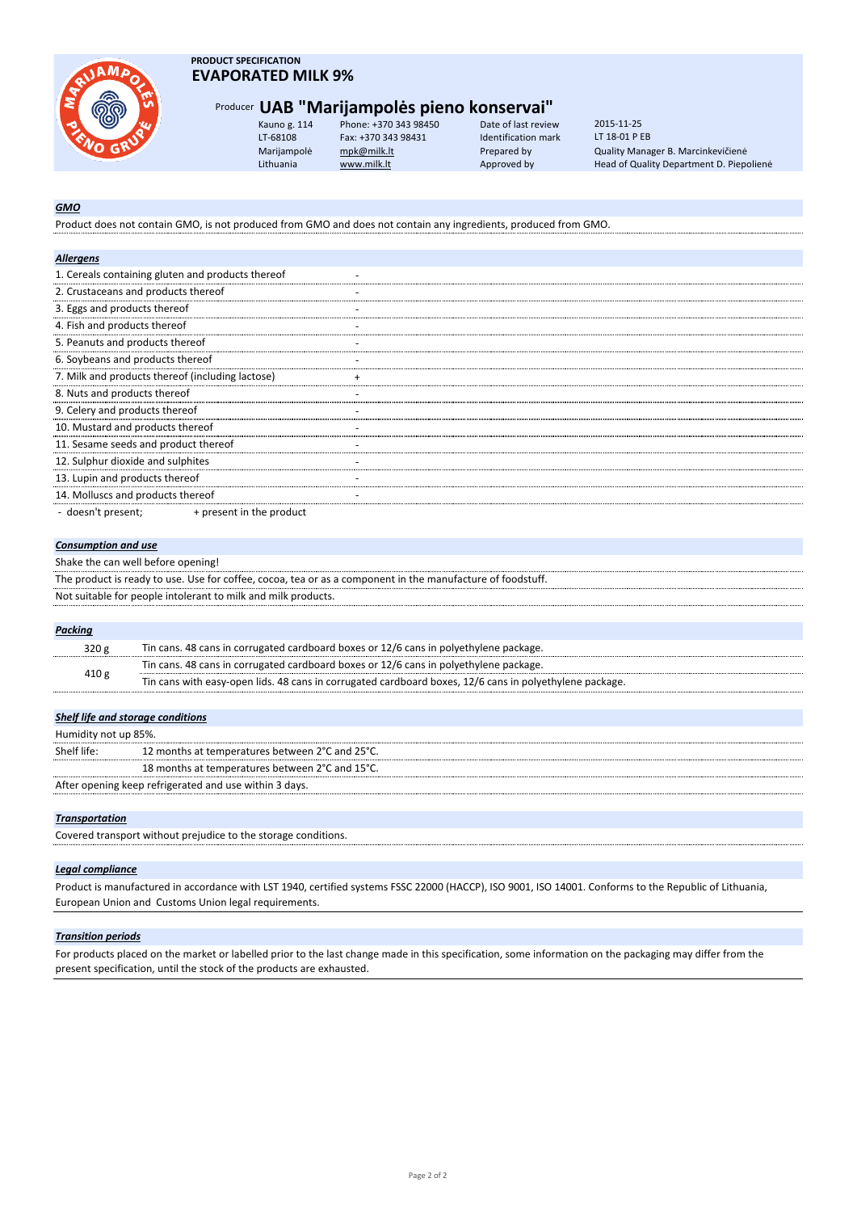**PRODUCT SPECIFICATION**
**EVAPORATED MILK 9%**

Producer **UAB "Marijampolės pieno konservai"**

| | | | |
|---|---|---|---|
| Kauno g. 114 | Phone: +370 343 98450 | Date of last review | 2015-11-25 |
| LT-68108 | Fax: +370 343 98431 | Identification mark | LT 18-01 P EB |
| Marijampolė | mpk@milk.lt | Prepared by | Quality Manager B. Marcinkevičienė |
| Lithuania | www.milk.lt | Approved by | Head of Quality Department D. Piepolienė |

### *GMO*

Product does not contain GMO, is not produced from GMO and does not contain any ingredients, produced from GMO.

### *Allergens*

| | |
|---|---|
| 1. Cereals containing gluten and products thereof | - |
| 2. Crustaceans and products thereof | - |
| 3. Eggs and products thereof | - |
| 4. Fish and products thereof | - |
| 5. Peanuts and products thereof | - |
| 6. Soybeans and products thereof | - |
| 7. Milk and products thereof (including lactose) | + |
| 8. Nuts and products thereof | - |
| 9. Celery and products thereof | - |
| 10. Mustard and products thereof | - |
| 11. Sesame seeds and product thereof | - |
| 12. Sulphur dioxide and sulphites | - |
| 13. Lupin and products thereof | - |
| 14. Molluscs and products thereof | - |

- doesn't present; + present in the product

### *Consumption and use*

Shake the can well before opening!

The product is ready to use. Use for coffee, cocoa, tea or as a component in the manufacture of foodstuff.

Not suitable for people intolerant to milk and milk products.

### *Packing*

| | |
|---|---|
| 320 g | Tin cans. 48 cans in corrugated cardboard boxes or 12/6 cans in polyethylene package. |
| 410 g | Tin cans. 48 cans in corrugated cardboard boxes or 12/6 cans in polyethylene package. |
| | Tin cans with easy-open lids. 48 cans in corrugated cardboard boxes, 12/6 cans in polyethylene package. |

### *Shelf life and storage conditions*

Humidity not up 85%.

| | |
|---|---|
| Shelf life: | 12 months at temperatures between 2°C and 25°C. |
| | 18 months at temperatures between 2°C and 15°C. |

After opening keep refrigerated and use within 3 days.

### *Transportation*

Covered transport without prejudice to the storage conditions.

### *Legal compliance*

Product is manufactured in accordance with LST 1940, certified systems FSSC 22000 (HACCP), ISO 9001, ISO 14001. Conforms to the Republic of Lithuania, European Union and Customs Union legal requirements.

### *Transition periods*

For products placed on the market or labelled prior to the last change made in this specification, some information on the packaging may differ from the present specification, until the stock of the products are exhausted.